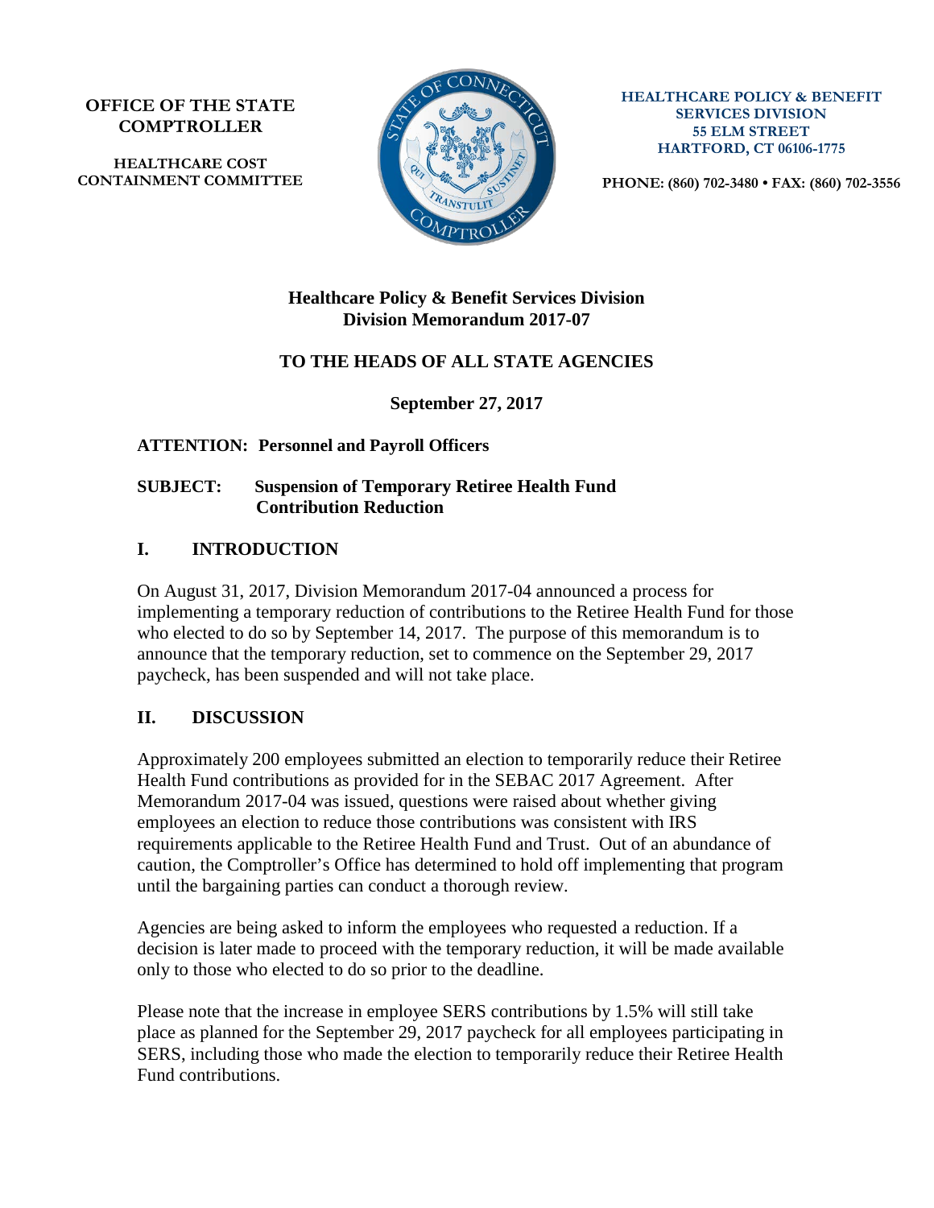**OFFICE OF THE STATE COMPTROLLER**

**HEALTHCARE COST CONTAINMENT COMMITTEE**

**HEALTHCARE POLICY & BENEFIT SERVICES DIVISION**
**55 ELM STREET**
**HARTFORD, CT 06106-1775**

**PHONE: (860) 702-3480 • FAX: (860) 702-3556**

**Healthcare Policy & Benefit Services Division**
**Division Memorandum 2017-07**

**TO THE HEADS OF ALL STATE AGENCIES**

**September 27, 2017**

**ATTENTION: Personnel and Payroll Officers**

**SUBJECT: Suspension of Temporary Retiree Health Fund Contribution Reduction**

## I. INTRODUCTION

On August 31, 2017, Division Memorandum 2017-04 announced a process for implementing a temporary reduction of contributions to the Retiree Health Fund for those who elected to do so by September 14, 2017. The purpose of this memorandum is to announce that the temporary reduction, set to commence on the September 29, 2017 paycheck, has been suspended and will not take place.

## II. DISCUSSION

Approximately 200 employees submitted an election to temporarily reduce their Retiree Health Fund contributions as provided for in the SEBAC 2017 Agreement. After Memorandum 2017-04 was issued, questions were raised about whether giving employees an election to reduce those contributions was consistent with IRS requirements applicable to the Retiree Health Fund and Trust. Out of an abundance of caution, the Comptroller's Office has determined to hold off implementing that program until the bargaining parties can conduct a thorough review.

Agencies are being asked to inform the employees who requested a reduction. If a decision is later made to proceed with the temporary reduction, it will be made available only to those who elected to do so prior to the deadline.

Please note that the increase in employee SERS contributions by 1.5% will still take place as planned for the September 29, 2017 paycheck for all employees participating in SERS, including those who made the election to temporarily reduce their Retiree Health Fund contributions.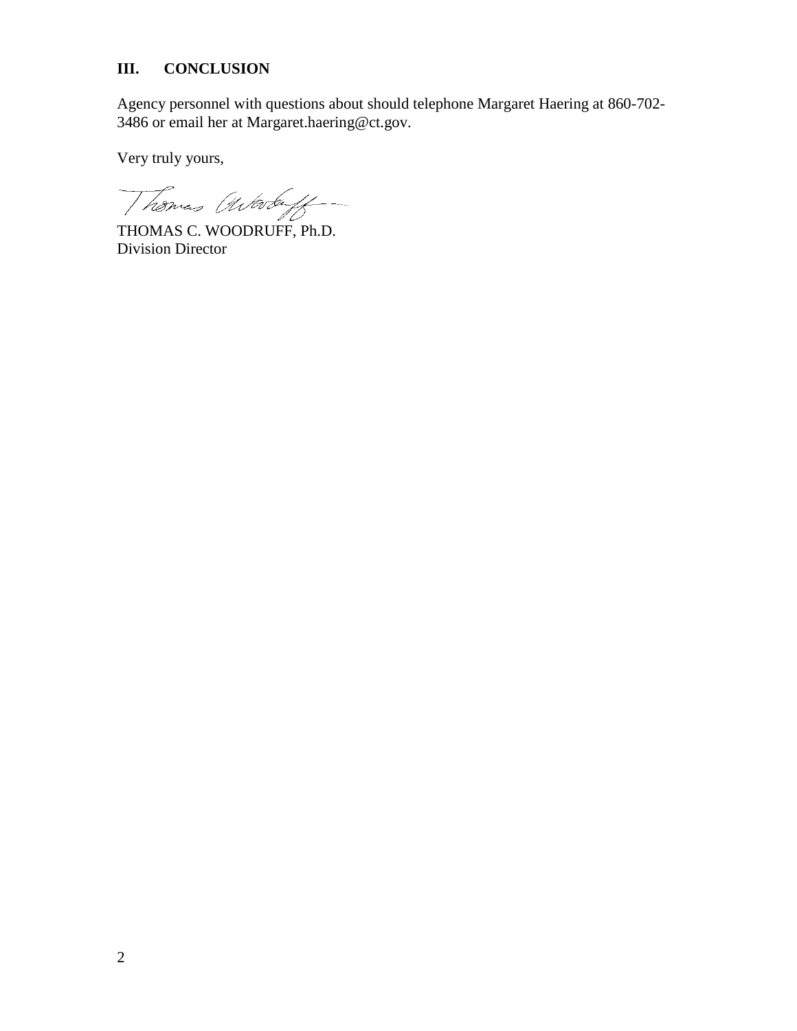## III. CONCLUSION

Agency personnel with questions about should telephone Margaret Haering at 860-702-3486 or email her at Margaret.haering@ct.gov.

Very truly yours,

THOMAS C. WOODRUFF, Ph.D.
Division Director